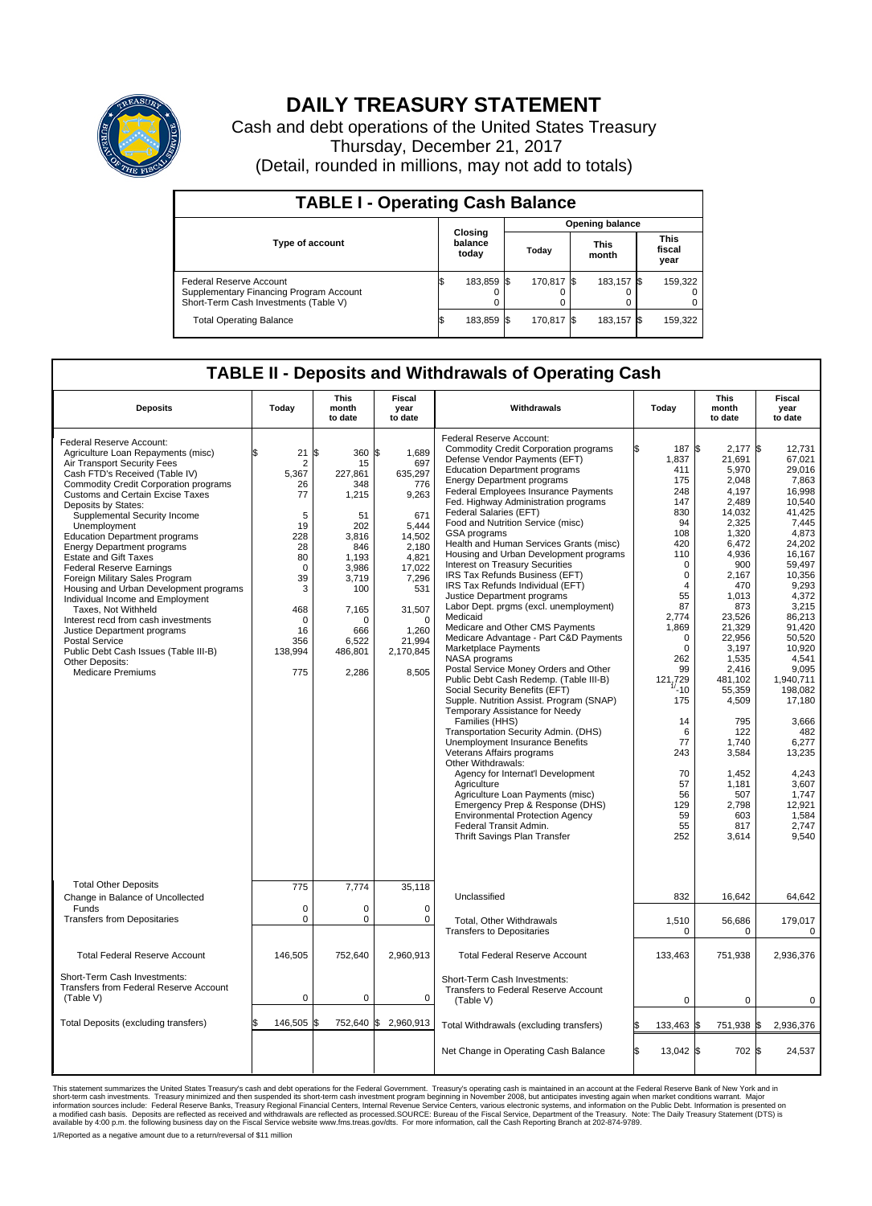# DAILY TREASURY STATEMENT

Cash and debt operations of the United States Treasury

Thursday, December 21, 2017

(Detail, rounded in millions, may not add to totals)

## TABLE I - Operating Cash Balance

| Type of account | Closing balance today | Opening balance Today | Opening balance This month | Opening balance This fiscal year |
|---|---|---|---|---|
| Federal Reserve Account | $ 183,859 | $ 170,817 | $ 183,157 | $ 159,322 |
| Supplementary Financing Program Account | 0 | 0 | 0 | 0 |
| Short-Term Cash Investments (Table V) | 0 | 0 | 0 | 0 |
| Total Operating Balance | $ 183,859 | $ 170,817 | $ 183,157 | $ 159,322 |

## TABLE II - Deposits and Withdrawals of Operating Cash

| Deposits | Today | This month to date | Fiscal year to date |
|---|---|---|---|
| Federal Reserve Account: | | | |
| Agriculture Loan Repayments (misc) | $ 21 | $ 360 | $ 1,689 |
| Air Transport Security Fees | 2 | 15 | 697 |
| Cash FTD's Received (Table IV) | 5,367 | 227,861 | 635,297 |
| Commodity Credit Corporation programs | 26 | 348 | 776 |
| Customs and Certain Excise Taxes | 77 | 1,215 | 9,263 |
| Deposits by States: | | | |
| Supplemental Security Income | 5 | 51 | 671 |
| Unemployment | 19 | 202 | 5,444 |
| Education Department programs | 228 | 3,816 | 14,502 |
| Energy Department programs | 28 | 846 | 2,180 |
| Estate and Gift Taxes | 80 | 1,193 | 4,821 |
| Federal Reserve Earnings | 0 | 3,986 | 17,022 |
| Foreign Military Sales Program | 39 | 3,719 | 7,296 |
| Housing and Urban Development programs | 3 | 100 | 531 |
| Individual Income and Employment Taxes, Not Withheld | 468 | 7,165 | 31,507 |
| Interest recd from cash investments | 0 | 0 | 0 |
| Justice Department programs | 16 | 666 | 1,260 |
| Postal Service | 356 | 6,522 | 21,994 |
| Public Debt Cash Issues (Table III-B) | 138,994 | 486,801 | 2,170,845 |
| Other Deposits: | | | |
| Medicare Premiums | 775 | 2,286 | 8,505 |
| Total Other Deposits | 775 | 7,774 | 35,118 |
| Change in Balance of Uncollected Funds | 0 | 0 | 0 |
| Transfers from Depositaries | 0 | 0 | 0 |
| Total Federal Reserve Account | 146,505 | 752,640 | 2,960,913 |
| Short-Term Cash Investments: Transfers from Federal Reserve Account (Table V) | 0 | 0 | 0 |
| Total Deposits (excluding transfers) | $ 146,505 | $ 752,640 | $ 2,960,913 |

| Withdrawals | Today | This month to date | Fiscal year to date |
|---|---|---|---|
| Federal Reserve Account: | | | |
| Commodity Credit Corporation programs | $ 187 | $ 2,177 | $ 12,731 |
| Defense Vendor Payments (EFT) | 1,837 | 21,691 | 67,021 |
| Education Department programs | 411 | 5,970 | 29,016 |
| Energy Department programs | 175 | 2,048 | 7,863 |
| Federal Employees Insurance Payments | 248 | 4,197 | 16,998 |
| Fed. Highway Administration programs | 147 | 2,489 | 10,540 |
| Federal Salaries (EFT) | 830 | 14,032 | 41,425 |
| Food and Nutrition Service (misc) | 94 | 2,325 | 7,445 |
| GSA programs | 108 | 1,320 | 4,873 |
| Health and Human Services Grants (misc) | 420 | 6,472 | 24,202 |
| Housing and Urban Development programs | 110 | 4,936 | 16,167 |
| Interest on Treasury Securities | 0 | 900 | 59,497 |
| IRS Tax Refunds Business (EFT) | 0 | 2,167 | 10,356 |
| IRS Tax Refunds Individual (EFT) | 4 | 470 | 9,293 |
| Justice Department programs | 55 | 1,013 | 4,372 |
| Labor Dept. prgms (excl. unemployment) | 87 | 873 | 3,215 |
| Medicaid | 2,774 | 23,526 | 86,213 |
| Medicare and Other CMS Payments | 1,869 | 21,329 | 91,420 |
| Medicare Advantage - Part C&D Payments | 0 | 22,956 | 50,520 |
| Marketplace Payments | 0 | 3,197 | 10,920 |
| NASA programs | 262 | 1,535 | 4,541 |
| Postal Service Money Orders and Other | 99 | 2,416 | 9,095 |
| Public Debt Cash Redemp. (Table III-B) | 121,729 | 481,102 | 1,940,711 |
| Social Security Benefits (EFT) | [1] -10 | 55,359 | 198,082 |
| Supple. Nutrition Assist. Program (SNAP) | 175 | 4,509 | 17,180 |
| Temporary Assistance for Needy Families (HHS) | 14 | 795 | 3,666 |
| Transportation Security Admin. (DHS) | 6 | 122 | 482 |
| Unemployment Insurance Benefits | 77 | 1,740 | 6,277 |
| Veterans Affairs programs | 243 | 3,584 | 13,235 |
| Other Withdrawals: | | | |
| Agency for Internat'l Development | 70 | 1,452 | 4,243 |
| Agriculture | 57 | 1,181 | 3,607 |
| Agriculture Loan Payments (misc) | 56 | 507 | 1,747 |
| Emergency Prep & Response (DHS) | 129 | 2,798 | 12,921 |
| Environmental Protection Agency | 59 | 603 | 1,584 |
| Federal Transit Admin. | 55 | 817 | 2,747 |
| Thrift Savings Plan Transfer | 252 | 3,614 | 9,540 |
| Unclassified | 832 | 16,642 | 64,642 |
| Total, Other Withdrawals | 1,510 | 56,686 | 179,017 |
| Transfers to Depositaries | 0 | 0 | 0 |
| Total Federal Reserve Account | 133,463 | 751,938 | 2,936,376 |
| Short-Term Cash Investments: Transfers to Federal Reserve Account (Table V) | 0 | 0 | 0 |
| Total Withdrawals (excluding transfers) | $ 133,463 | $ 751,938 | $ 2,936,376 |
| Net Change in Operating Cash Balance | $ 13,042 | $ 702 | $ 24,537 |

This statement summarizes the United States Treasury's cash and debt operations for the Federal Government. Treasury's operating cash is maintained in an account at the Federal Reserve Bank of New York and in short-term cash investments. Treasury minimized and then suspended its short-term cash investment program beginning in November 2008, but anticipates investing again when market conditions warrant. Major information sources include: Federal Reserve Banks, Treasury Regional Financial Centers, Internal Revenue Service Centers, various electronic systems, and information on the Public Debt. Information is presented on a modified cash basis. Deposits are reflected as received and withdrawals are reflected as processed.SOURCE: Bureau of the Fiscal Service, Department of the Treasury. Note: The Daily Treasury Statement (DTS) is available by 4:00 p.m. the following business day on the Fiscal Service website www.fms.treas.gov/dts. For more information, call the Cash Reporting Branch at 202-874-9789.

1/Reported as a negative amount due to a return/reversal of $11 million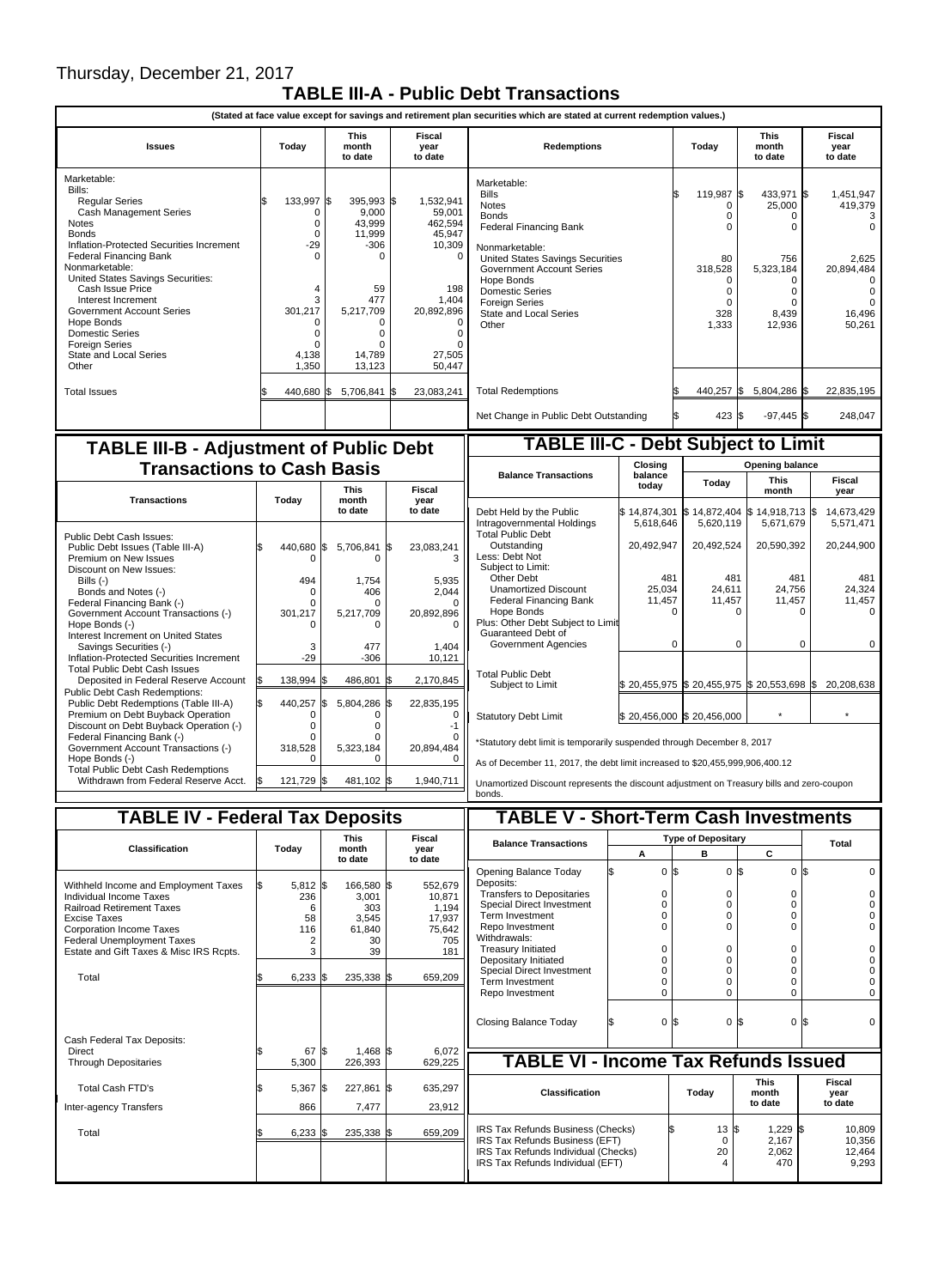Thursday, December 21, 2017

# TABLE III-A - Public Debt Transactions

(Stated at face value except for savings and retirement plan securities which are stated at current redemption values.)

| Issues | Today | This month to date | Fiscal year to date | Redemptions | Today | This month to date | Fiscal year to date |
|---|---|---|---|---|---|---|---|
| Marketable: | | | | Marketable: | | | |
| Bills: | | | | Bills | $ 119,987 | $ 433,971 | $ 1,451,947 |
| Regular Series | $ 133,997 | $ 395,993 | $ 1,532,941 | Notes | 0 | 25,000 | 419,379 |
| Cash Management Series | 0 | 9,000 | 59,001 | Bonds | 0 | 0 | 3 |
| Notes | 0 | 43,999 | 462,594 | Federal Financing Bank | 0 | 0 | 0 |
| Bonds | 0 | 11,999 | 45,947 | Nonmarketable: | | | |
| Inflation-Protected Securities Increment | -29 | -306 | 10,309 | United States Savings Securities | 80 | 756 | 2,625 |
| Federal Financing Bank | 0 | 0 | 0 | Government Account Series | 318,528 | 5,323,184 | 20,894,484 |
| Nonmarketable: | | | | Hope Bonds | 0 | 0 | 0 |
| United States Savings Securities: | | | | Domestic Series | 0 | 0 | 0 |
| Cash Issue Price | 4 | 59 | 198 | Foreign Series | 0 | 0 | 0 |
| Interest Increment | 3 | 477 | 1,404 | State and Local Series | 328 | 8,439 | 16,496 |
| Government Account Series | 301,217 | 5,217,709 | 20,892,896 | Other | 1,333 | 12,936 | 50,261 |
| Hope Bonds | 0 | 0 | 0 | | | | |
| Domestic Series | 0 | 0 | 0 | | | | |
| Foreign Series | 0 | 0 | 0 | | | | |
| State and Local Series | 4,138 | 14,789 | 27,505 | | | | |
| Other | 1,350 | 13,123 | 50,447 | | | | |
| Total Issues | $ 440,680 | $ 5,706,841 | $ 23,083,241 | Total Redemptions | $ 440,257 | $ 5,804,286 | $ 22,835,195 |
| | | | | Net Change in Public Debt Outstanding | $ 423 | $ -97,445 | $ 248,047 |

# TABLE III-B - Adjustment of Public Debt Transactions to Cash Basis

| Transactions | Today | This month to date | Fiscal year to date |
|---|---|---|---|
| Public Debt Cash Issues: | | | |
| Public Debt Issues (Table III-A) | $ 440,680 | $ 5,706,841 | $ 23,083,241 |
| Premium on New Issues | 0 | 0 | 3 |
| Discount on New Issues: | | | |
| Bills (-) | 494 | 1,754 | 5,935 |
| Bonds and Notes (-) | 0 | 406 | 2,044 |
| Federal Financing Bank (-) | 0 | 0 | 0 |
| Government Account Transactions (-) | 301,217 | 5,217,709 | 20,892,896 |
| Hope Bonds (-) | 0 | 0 | 0 |
| Interest Increment on United States Savings Securities (-) | 3 | 477 | 1,404 |
| Inflation-Protected Securities Increment | -29 | -306 | 10,121 |
| Total Public Debt Cash Issues Deposited in Federal Reserve Account | $ 138,994 | $ 486,801 | $ 2,170,845 |
| Public Debt Cash Redemptions: | | | |
| Public Debt Redemptions (Table III-A) | $ 440,257 | $ 5,804,286 | $ 22,835,195 |
| Premium on Debt Buyback Operation | 0 | 0 | 0 |
| Discount on Debt Buyback Operation (-) | 0 | 0 | -1 |
| Federal Financing Bank (-) | 0 | 0 | 0 |
| Government Account Transactions (-) | 318,528 | 5,323,184 | 20,894,484 |
| Hope Bonds (-) | 0 | 0 | 0 |
| Total Public Debt Cash Redemptions Withdrawn from Federal Reserve Acct. | $ 121,729 | $ 481,102 | $ 1,940,711 |

# TABLE III-C - Debt Subject to Limit

| Balance Transactions | Closing balance today | Opening balance Today | Opening balance This month | Opening balance Fiscal year |
|---|---|---|---|---|
| Debt Held by the Public | $ 14,874,301 | $ 14,872,404 | $ 14,918,713 | $ 14,673,429 |
| Intragovernmental Holdings | 5,618,646 | 5,620,119 | 5,671,679 | 5,571,471 |
| Total Public Debt Outstanding | 20,492,947 | 20,492,524 | 20,590,392 | 20,244,900 |
| Less: Debt Not Subject to Limit: | | | | |
| Other Debt | 481 | 481 | 481 | 481 |
| Unamortized Discount | 25,034 | 24,611 | 24,756 | 24,324 |
| Federal Financing Bank | 11,457 | 11,457 | 11,457 | 11,457 |
| Hope Bonds | 0 | 0 | 0 | 0 |
| Plus: Other Debt Subject to Limit | | | | |
| Guaranteed Debt of Government Agencies | 0 | 0 | 0 | 0 |
| Total Public Debt Subject to Limit | $ 20,455,975 | $ 20,455,975 | $ 20,553,698 | $ 20,208,638 |
| Statutory Debt Limit | $ 20,456,000 | $ 20,456,000 | * | * |

*Statutory debt limit is temporarily suspended through December 8, 2017

As of December 11, 2017, the debt limit increased to $20,455,999,906,400.12

Unamortized Discount represents the discount adjustment on Treasury bills and zero-coupon bonds.

# TABLE IV - Federal Tax Deposits

| Classification | Today | This month to date | Fiscal year to date |
|---|---|---|---|
| Withheld Income and Employment Taxes | $ 5,812 | $ 166,580 | $ 552,679 |
| Individual Income Taxes | 236 | 3,001 | 10,871 |
| Railroad Retirement Taxes | 6 | 303 | 1,194 |
| Excise Taxes | 58 | 3,545 | 17,937 |
| Corporation Income Taxes | 116 | 61,840 | 75,642 |
| Federal Unemployment Taxes | 2 | 30 | 705 |
| Estate and Gift Taxes & Misc IRS Rcpts. | 3 | 39 | 181 |
| Total | $ 6,233 | $ 235,338 | $ 659,209 |
| Cash Federal Tax Deposits: | | | |
| Direct | $ 67 | $ 1,468 | $ 6,072 |
| Through Depositaries | 5,300 | 226,393 | 629,225 |
| Total Cash FTD's | $ 5,367 | $ 227,861 | $ 635,297 |
| Inter-agency Transfers | 866 | 7,477 | 23,912 |
| Total | $ 6,233 | $ 235,338 | $ 659,209 |

# TABLE V - Short-Term Cash Investments

| Balance Transactions | Type of Depositary A | Type of Depositary B | Type of Depositary C | Total |
|---|---|---|---|---|
| Opening Balance Today | $ 0 | $ 0 | $ 0 | $ 0 |
| Deposits: | | | | |
| Transfers to Depositaries | 0 | 0 | 0 | 0 |
| Special Direct Investment | 0 | 0 | 0 | 0 |
| Term Investment | 0 | 0 | 0 | 0 |
| Repo Investment | 0 | 0 | 0 | 0 |
| Withdrawals: | | | | |
| Treasury Initiated | 0 | 0 | 0 | 0 |
| Depositary Initiated | 0 | 0 | 0 | 0 |
| Special Direct Investment | 0 | 0 | 0 | 0 |
| Term Investment | 0 | 0 | 0 | 0 |
| Repo Investment | 0 | 0 | 0 | 0 |
| Closing Balance Today | $ 0 | $ 0 | $ 0 | $ 0 |

# TABLE VI - Income Tax Refunds Issued

| Classification | Today | This month to date | Fiscal year to date |
|---|---|---|---|
| IRS Tax Refunds Business (Checks) | $ 13 | $ 1,229 | $ 10,809 |
| IRS Tax Refunds Business (EFT) | 0 | 2,167 | 10,356 |
| IRS Tax Refunds Individual (Checks) | 20 | 2,062 | 12,464 |
| IRS Tax Refunds Individual (EFT) | 4 | 470 | 9,293 |